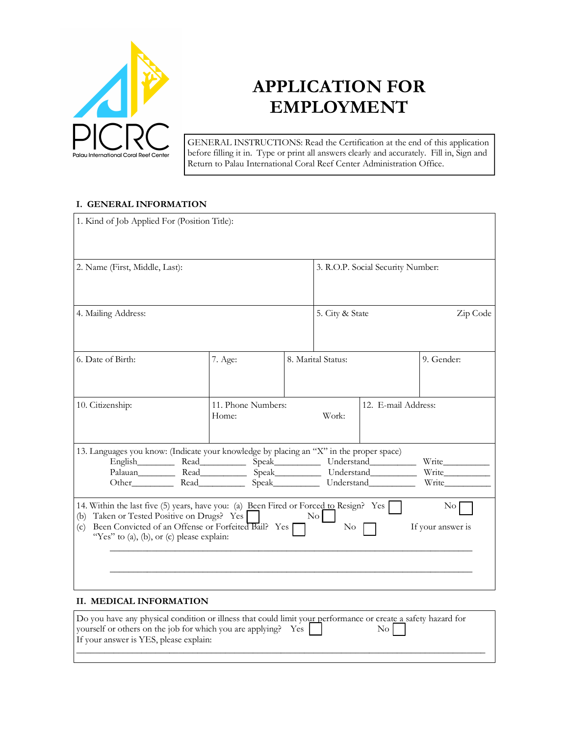PICRC
Palau International Coral Reef Center

# APPLICATION FOR EMPLOYMENT

GENERAL INSTRUCTIONS: Read the Certification at the end of this application before filling it in. Type or print all answers clearly and accurately. Fill in, Sign and Return to Palau International Coral Reef Center Administration Office.

## I. GENERAL INFORMATION

| | | | |
|---|---|---|---|
| 1. Kind of Job Applied For (Position Title): | | | |
| 2. Name (First, Middle, Last): | | 3. R.O.P. Social Security Number: | |
| 4. Mailing Address: | | 5. City & State | Zip Code |
| 6. Date of Birth: | 7. Age: | 8. Marital Status: | 9. Gender: |
| 10. Citizenship: | 11. Phone Numbers: Home: Work: | 12. E-mail Address: | |

13. Languages you know: (Indicate your knowledge by placing an "X" in the proper space)

English________ Read__________ Speak__________ Understand__________ Write__________
Palauan________ Read__________ Speak__________ Understand__________ Write__________
Other_________ Read__________ Speak__________ Understand__________ Write__________

14. Within the last five (5) years, have you: (a) Been Fired or Forced to Resign? Yes ☐ No ☐
(b) Taken or Tested Positive on Drugs? Yes ☐ No ☐
(c) Been Convicted of an Offense or Forfeited Bail? Yes ☐ No ☐ If your answer is "Yes" to (a), (b), or (c) please explain:

_____________________________________________________________________________

_____________________________________________________________________________

## II. MEDICAL INFORMATION

Do you have any physical condition or illness that could limit your performance or create a safety hazard for yourself or others on the job for which you are applying? Yes ☐ No ☐
If your answer is YES, please explain:

_____________________________________________________________________________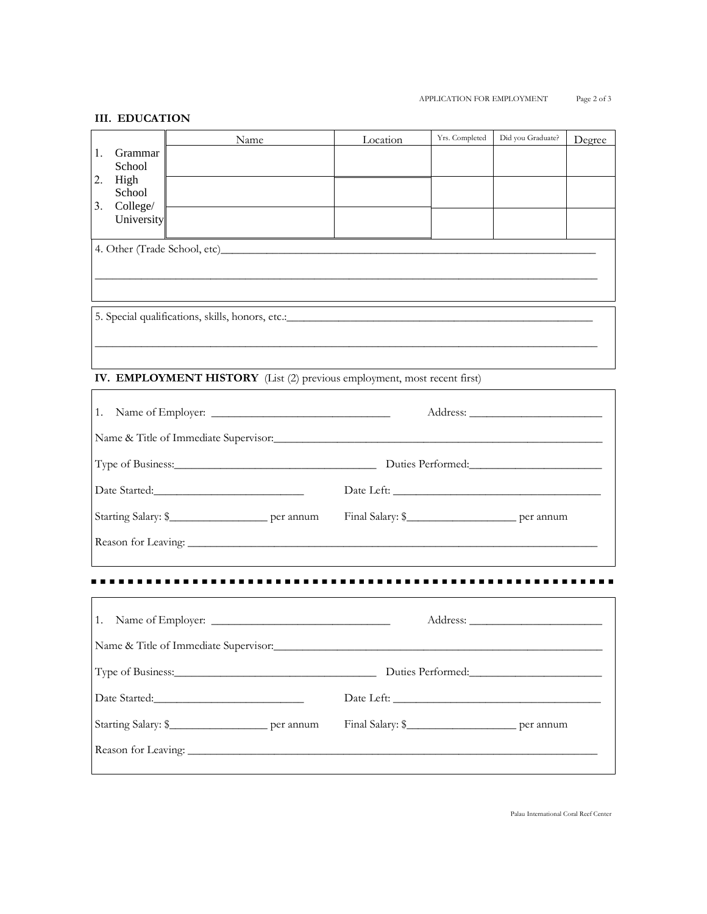## III. EDUCATION

| | Name | Location | Yrs. Completed | Did you Graduate? | Degree |
|---|---|---|---|---|---|
| 1. Grammar School | | | | | |
| 2. High School | | | | | |
| 3. College/ University | | | | | |

4. Other (Trade School, etc)_______________________________________________________________

_____________________________________________________________________________________

5. Special qualifications, skills, honors, etc.:_____________________________________________________

_____________________________________________________________________________________

## IV. EMPLOYMENT HISTORY (List (2) previous employment, most recent first)

1. Name of Employer: ______________________________ Address: ______________________

Name & Title of Immediate Supervisor:_________________________________________________________

Type of Business:__________________________________ Duties Performed:______________________

Date Started:__________________________ Date Left: ____________________________________

Starting Salary: $_________________ per annum Final Salary: $___________________ per annum

Reason for Leaving: _______________________________________________________________________

---

1. Name of Employer: ______________________________ Address: ______________________

Name & Title of Immediate Supervisor:_________________________________________________________

Type of Business:__________________________________ Duties Performed:______________________

Date Started:__________________________ Date Left: ____________________________________

Starting Salary: $_________________ per annum Final Salary: $___________________ per annum

Reason for Leaving: _______________________________________________________________________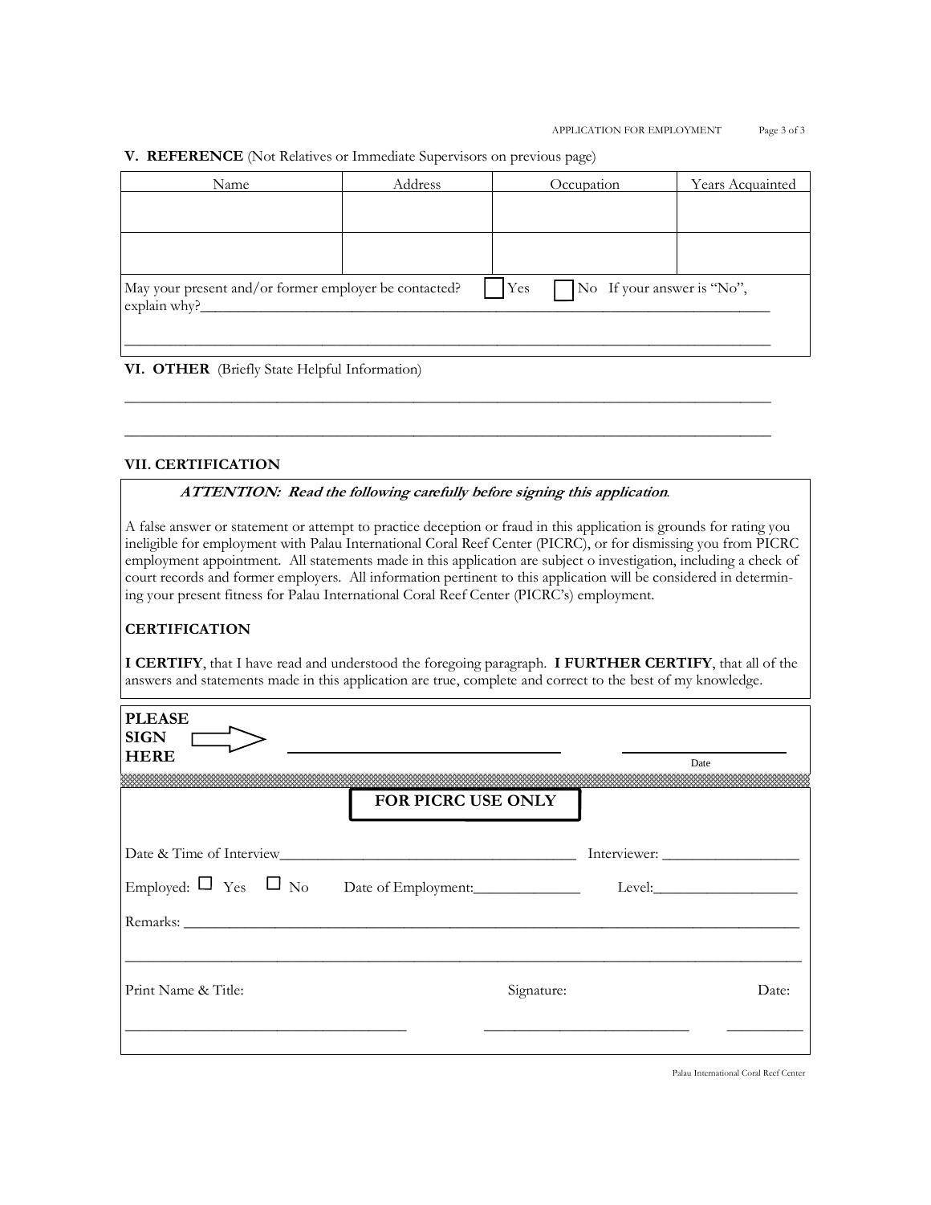**V. REFERENCE** (Not Relatives or Immediate Supervisors on previous page)

| Name | Address | Occupation | Years Acquainted |
|---|---|---|---|
| | | | |
| | | | |

May your present and/or former employer be contacted? ☐ Yes ☐ No If your answer is "No", explain why?\_\_\_\_\_\_\_\_\_\_\_\_\_\_\_\_\_\_\_\_\_\_\_\_\_\_\_\_\_\_\_\_\_\_\_\_\_\_\_\_\_\_\_\_\_\_\_\_\_\_

\_\_\_\_\_\_\_\_\_\_\_\_\_\_\_\_\_\_\_\_\_\_\_\_\_\_\_\_\_\_\_\_\_\_\_\_\_\_\_\_\_\_\_\_\_\_\_\_\_\_\_\_\_\_\_\_\_\_\_\_\_\_\_\_\_\_

**VI. OTHER** (Briefly State Helpful Information)

\_\_\_\_\_\_\_\_\_\_\_\_\_\_\_\_\_\_\_\_\_\_\_\_\_\_\_\_\_\_\_\_\_\_\_\_\_\_\_\_\_\_\_\_\_\_\_\_\_\_\_\_\_\_\_\_\_\_\_\_\_\_\_\_\_\_

\_\_\_\_\_\_\_\_\_\_\_\_\_\_\_\_\_\_\_\_\_\_\_\_\_\_\_\_\_\_\_\_\_\_\_\_\_\_\_\_\_\_\_\_\_\_\_\_\_\_\_\_\_\_\_\_\_\_\_\_\_\_\_\_\_\_

**VII. CERTIFICATION**

***ATTENTION: Read the following carefully before signing this application.***

A false answer or statement or attempt to practice deception or fraud in this application is grounds for rating you ineligible for employment with Palau International Coral Reef Center (PICRC), or for dismissing you from PICRC employment appointment. All statements made in this application are subject o investigation, including a check of court records and former employers. All information pertinent to this application will be considered in determining your present fitness for Palau International Coral Reef Center (PICRC's) employment.

**CERTIFICATION**

**I CERTIFY**, that I have read and understood the foregoing paragraph. **I FURTHER CERTIFY**, that all of the answers and statements made in this application are true, complete and correct to the best of my knowledge.

**PLEASE SIGN HERE** ⇨ \_\_\_\_\_\_\_\_\_\_\_\_\_\_\_\_\_\_\_\_\_\_\_\_\_\_\_\_ \_\_\_\_\_\_\_\_\_\_\_\_\_\_\_\_
Date

**FOR PICRC USE ONLY**

Date & Time of Interview\_\_\_\_\_\_\_\_\_\_\_\_\_\_\_\_\_\_\_\_\_\_\_\_\_\_\_\_ Interviewer: \_\_\_\_\_\_\_\_\_\_\_\_\_\_

Employed: ☐ Yes ☐ No Date of Employment:\_\_\_\_\_\_\_\_\_\_\_\_ Level:\_\_\_\_\_\_\_\_\_\_\_\_\_\_

Remarks: \_\_\_\_\_\_\_\_\_\_\_\_\_\_\_\_\_\_\_\_\_\_\_\_\_\_\_\_\_\_\_\_\_\_\_\_\_\_\_\_\_\_\_\_\_\_\_\_\_\_\_\_\_\_\_\_\_\_

\_\_\_\_\_\_\_\_\_\_\_\_\_\_\_\_\_\_\_\_\_\_\_\_\_\_\_\_\_\_\_\_\_\_\_\_\_\_\_\_\_\_\_\_\_\_\_\_\_\_\_\_\_\_\_\_\_\_\_\_\_\_\_\_\_\_

Print Name & Title: Signature: Date:

\_\_\_\_\_\_\_\_\_\_\_\_\_\_\_\_\_\_\_\_\_\_\_\_ \_\_\_\_\_\_\_\_\_\_\_\_\_\_\_\_\_\_\_\_ \_\_\_\_\_\_\_\_